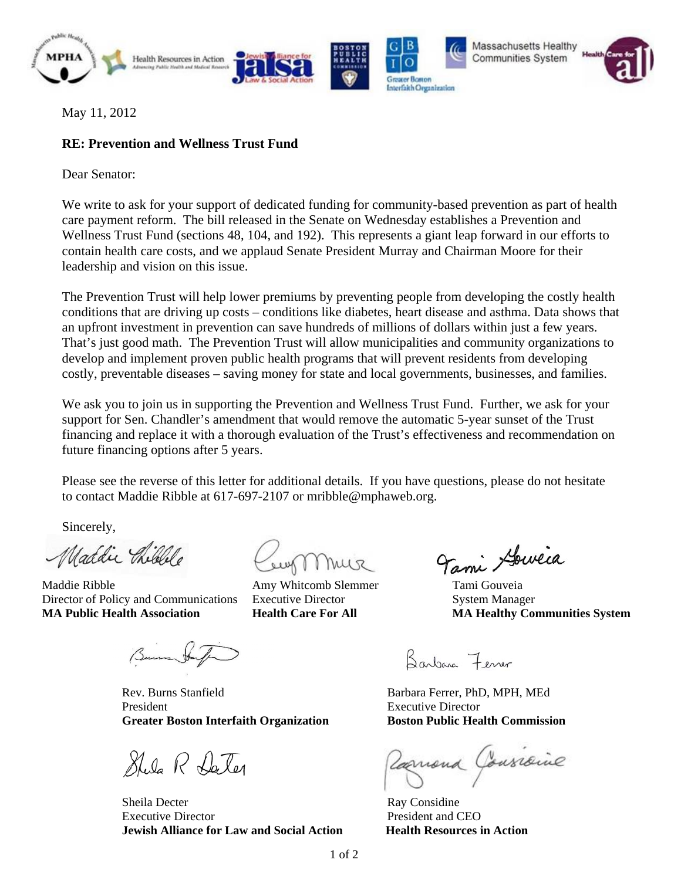May 11, 2012

**RE: Prevention and Wellness Trust Fund**

Dear Senator:

We write to ask for your support of dedicated funding for community-based prevention as part of health care payment reform. The bill released in the Senate on Wednesday establishes a Prevention and Wellness Trust Fund (sections 48, 104, and 192). This represents a giant leap forward in our efforts to contain health care costs, and we applaud Senate President Murray and Chairman Moore for their leadership and vision on this issue.

The Prevention Trust will help lower premiums by preventing people from developing the costly health conditions that are driving up costs – conditions like diabetes, heart disease and asthma. Data shows that an upfront investment in prevention can save hundreds of millions of dollars within just a few years. That's just good math. The Prevention Trust will allow municipalities and community organizations to develop and implement proven public health programs that will prevent residents from developing costly, preventable diseases – saving money for state and local governments, businesses, and families.

We ask you to join us in supporting the Prevention and Wellness Trust Fund. Further, we ask for your support for Sen. Chandler's amendment that would remove the automatic 5-year sunset of the Trust financing and replace it with a thorough evaluation of the Trust's effectiveness and recommendation on future financing options after 5 years.

Please see the reverse of this letter for additional details. If you have questions, please do not hesitate to contact Maddie Ribble at 617-697-2107 or mribble@mphaweb.org.

Sincerely,

Maddie Ribble
Director of Policy and Communications
**MA Public Health Association**

Amy Whitcomb Slemmer
Executive Director
**Health Care For All**

Tami Gouveia
System Manager
**MA Healthy Communities System**

Rev. Burns Stanfield
President
**Greater Boston Interfaith Organization**

Barbara Ferrer, PhD, MPH, MEd
Executive Director
**Boston Public Health Commission**

Sheila Decter
Executive Director
**Jewish Alliance for Law and Social Action**

Ray Considine
President and CEO
**Health Resources in Action**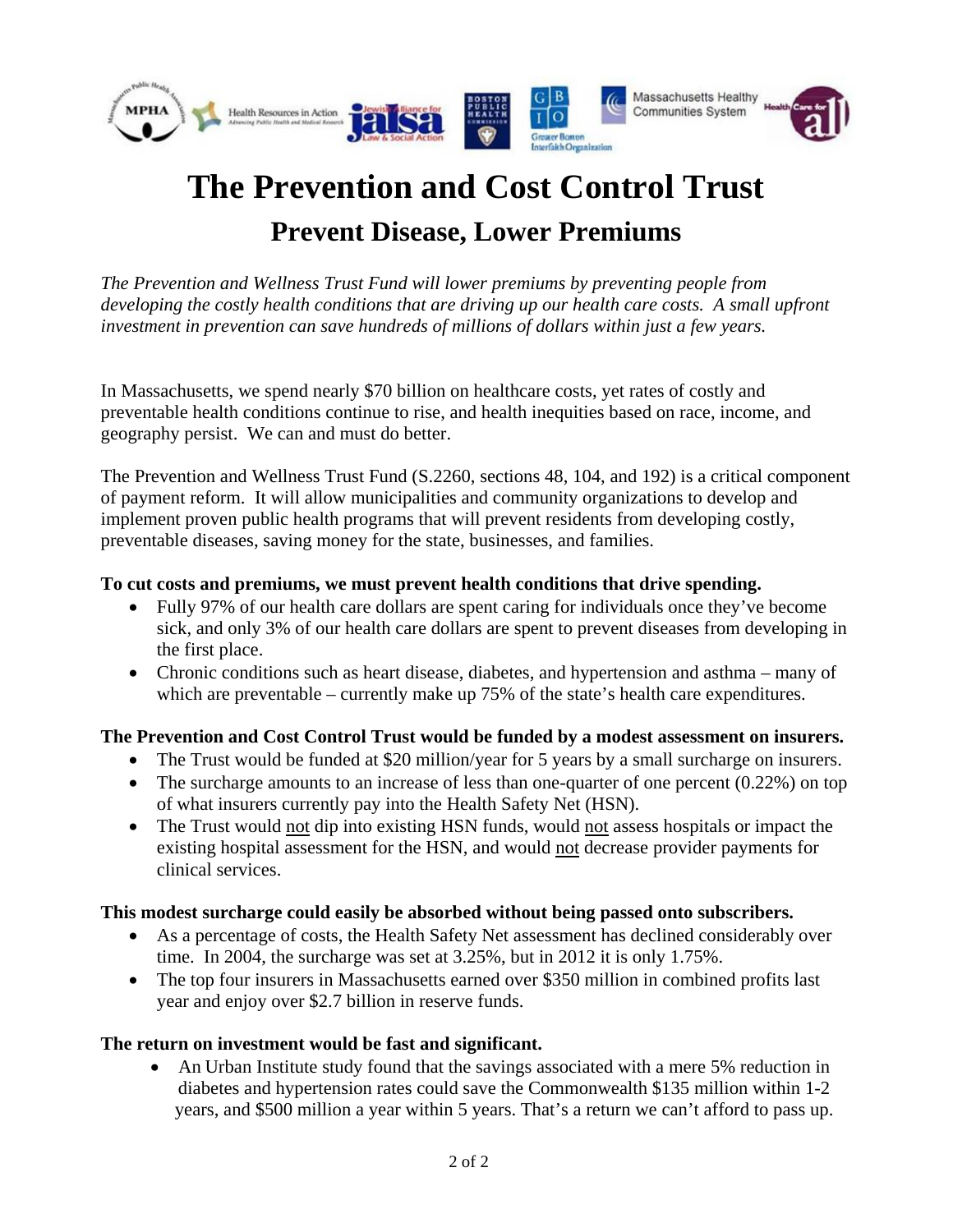# The Prevention and Cost Control Trust

## Prevent Disease, Lower Premiums

*The Prevention and Wellness Trust Fund will lower premiums by preventing people from developing the costly health conditions that are driving up our health care costs. A small upfront investment in prevention can save hundreds of millions of dollars within just a few years.*

In Massachusetts, we spend nearly $70 billion on healthcare costs, yet rates of costly and preventable health conditions continue to rise, and health inequities based on race, income, and geography persist. We can and must do better.

The Prevention and Wellness Trust Fund (S.2260, sections 48, 104, and 192) is a critical component of payment reform. It will allow municipalities and community organizations to develop and implement proven public health programs that will prevent residents from developing costly, preventable diseases, saving money for the state, businesses, and families.

**To cut costs and premiums, we must prevent health conditions that drive spending.**

- Fully 97% of our health care dollars are spent caring for individuals once they've become sick, and only 3% of our health care dollars are spent to prevent diseases from developing in the first place.
- Chronic conditions such as heart disease, diabetes, and hypertension and asthma – many of which are preventable – currently make up 75% of the state's health care expenditures.

**The Prevention and Cost Control Trust would be funded by a modest assessment on insurers.**

- The Trust would be funded at $20 million/year for 5 years by a small surcharge on insurers.
- The surcharge amounts to an increase of less than one-quarter of one percent (0.22%) on top of what insurers currently pay into the Health Safety Net (HSN).
- The Trust would not dip into existing HSN funds, would not assess hospitals or impact the existing hospital assessment for the HSN, and would not decrease provider payments for clinical services.

**This modest surcharge could easily be absorbed without being passed onto subscribers.**

- As a percentage of costs, the Health Safety Net assessment has declined considerably over time. In 2004, the surcharge was set at 3.25%, but in 2012 it is only 1.75%.
- The top four insurers in Massachusetts earned over $350 million in combined profits last year and enjoy over $2.7 billion in reserve funds.

**The return on investment would be fast and significant.**

- An Urban Institute study found that the savings associated with a mere 5% reduction in diabetes and hypertension rates could save the Commonwealth $135 million within 1-2 years, and $500 million a year within 5 years. That's a return we can't afford to pass up.